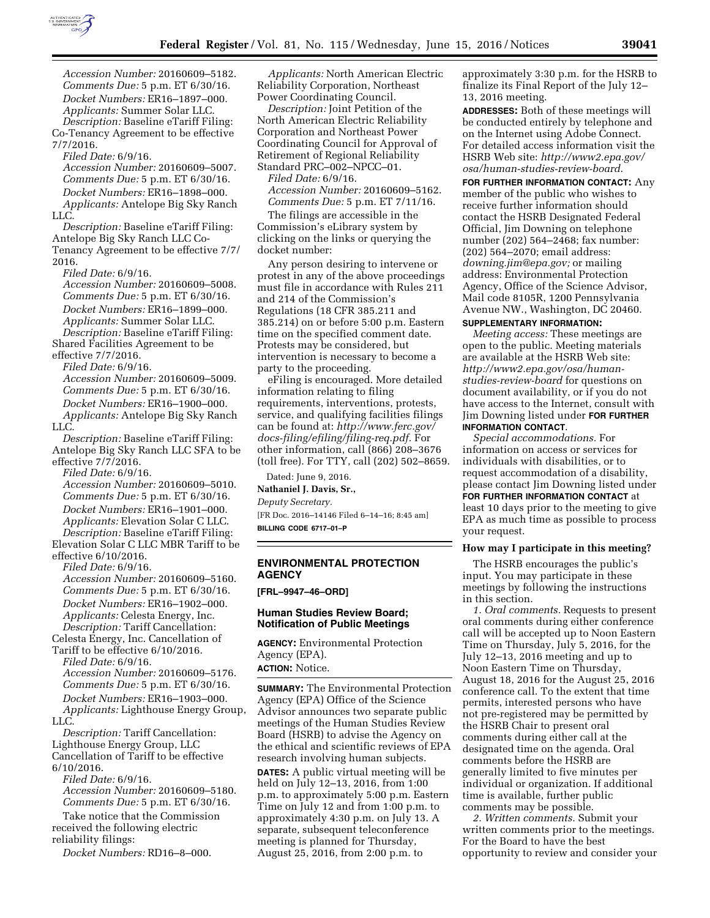*Accession Number:* 20160609–5182.
*Comments Due:* 5 p.m. ET 6/30/16.

*Docket Numbers:* ER16–1897–000.
*Applicants:* Summer Solar LLC.
*Description:* Baseline eTariff Filing: Co-Tenancy Agreement to be effective 7/7/2016.
*Filed Date:* 6/9/16.
*Accession Number:* 20160609–5007.
*Comments Due:* 5 p.m. ET 6/30/16.

*Docket Numbers:* ER16–1898–000.
*Applicants:* Antelope Big Sky Ranch LLC.
*Description:* Baseline eTariff Filing: Antelope Big Sky Ranch LLC Co-Tenancy Agreement to be effective 7/7/2016.
*Filed Date:* 6/9/16.
*Accession Number:* 20160609–5008.
*Comments Due:* 5 p.m. ET 6/30/16.

*Docket Numbers:* ER16–1899–000.
*Applicants:* Summer Solar LLC.
*Description:* Baseline eTariff Filing: Shared Facilities Agreement to be effective 7/7/2016.
*Filed Date:* 6/9/16.
*Accession Number:* 20160609–5009.
*Comments Due:* 5 p.m. ET 6/30/16.

*Docket Numbers:* ER16–1900–000.
*Applicants:* Antelope Big Sky Ranch LLC.
*Description:* Baseline eTariff Filing: Antelope Big Sky Ranch LLC SFA to be effective 7/7/2016.
*Filed Date:* 6/9/16.
*Accession Number:* 20160609–5010.
*Comments Due:* 5 p.m. ET 6/30/16.

*Docket Numbers:* ER16–1901–000.
*Applicants:* Elevation Solar C LLC.
*Description:* Baseline eTariff Filing: Elevation Solar C LLC MBR Tariff to be effective 6/10/2016.
*Filed Date:* 6/9/16.
*Accession Number:* 20160609–5160.
*Comments Due:* 5 p.m. ET 6/30/16.

*Docket Numbers:* ER16–1902–000.
*Applicants:* Celesta Energy, Inc.
*Description:* Tariff Cancellation: Celesta Energy, Inc. Cancellation of Tariff to be effective 6/10/2016.
*Filed Date:* 6/9/16.
*Accession Number:* 20160609–5176.
*Comments Due:* 5 p.m. ET 6/30/16.

*Docket Numbers:* ER16–1903–000.
*Applicants:* Lighthouse Energy Group, LLC.
*Description:* Tariff Cancellation: Lighthouse Energy Group, LLC Cancellation of Tariff to be effective 6/10/2016.
*Filed Date:* 6/9/16.
*Accession Number:* 20160609–5180.
*Comments Due:* 5 p.m. ET 6/30/16.

Take notice that the Commission received the following electric reliability filings:

*Docket Numbers:* RD16–8–000.
*Applicants:* North American Electric Reliability Corporation, Northeast Power Coordinating Council.
*Description:* Joint Petition of the North American Electric Reliability Corporation and Northeast Power Coordinating Council for Approval of Retirement of Regional Reliability Standard PRC–002–NPCC–01.
*Filed Date:* 6/9/16.
*Accession Number:* 20160609–5162.
*Comments Due:* 5 p.m. ET 7/11/16.

The filings are accessible in the Commission's eLibrary system by clicking on the links or querying the docket number:

Any person desiring to intervene or protest in any of the above proceedings must file in accordance with Rules 211 and 214 of the Commission's Regulations (18 CFR 385.211 and 385.214) on or before 5:00 p.m. Eastern time on the specified comment date. Protests may be considered, but intervention is necessary to become a party to the proceeding.

eFiling is encouraged. More detailed information relating to filing requirements, interventions, protests, service, and qualifying facilities filings can be found at: *http://www.ferc.gov/docs-filing/efiling/filing-req.pdf.* For other information, call (866) 208–3676 (toll free). For TTY, call (202) 502–8659.

Dated: June 9, 2016.

**Nathaniel J. Davis, Sr.,**

*Deputy Secretary.*

[FR Doc. 2016–14146 Filed 6–14–16; 8:45 am]

**BILLING CODE 6717–01–P**

## ENVIRONMENTAL PROTECTION AGENCY

**[FRL–9947–46–ORD]**

### Human Studies Review Board; Notification of Public Meetings

**AGENCY:** Environmental Protection Agency (EPA).

**ACTION:** Notice.

**SUMMARY:** The Environmental Protection Agency (EPA) Office of the Science Advisor announces two separate public meetings of the Human Studies Review Board (HSRB) to advise the Agency on the ethical and scientific reviews of EPA research involving human subjects.

**DATES:** A public virtual meeting will be held on July 12–13, 2016, from 1:00 p.m. to approximately 5:00 p.m. Eastern Time on July 12 and from 1:00 p.m. to approximately 4:30 p.m. on July 13. A separate, subsequent teleconference meeting is planned for Thursday, August 25, 2016, from 2:00 p.m. to approximately 3:30 p.m. for the HSRB to finalize its Final Report of the July 12–13, 2016 meeting.

**ADDRESSES:** Both of these meetings will be conducted entirely by telephone and on the Internet using Adobe Connect. For detailed access information visit the HSRB Web site: *http://www2.epa.gov/osa/human-studies-review-board.*

**FOR FURTHER INFORMATION CONTACT:** Any member of the public who wishes to receive further information should contact the HSRB Designated Federal Official, Jim Downing on telephone number (202) 564–2468; fax number: (202) 564–2070; email address: *downing.jim@epa.gov;* or mailing address: Environmental Protection Agency, Office of the Science Advisor, Mail code 8105R, 1200 Pennsylvania Avenue NW., Washington, DC 20460.

**SUPPLEMENTARY INFORMATION:**

*Meeting access:* These meetings are open to the public. Meeting materials are available at the HSRB Web site: *http://www2.epa.gov/osa/human-studies-review-board* for questions on document availability, or if you do not have access to the Internet, consult with Jim Downing listed under **FOR FURTHER INFORMATION CONTACT**.

*Special accommodations.* For information on access or services for individuals with disabilities, or to request accommodation of a disability, please contact Jim Downing listed under **FOR FURTHER INFORMATION CONTACT** at least 10 days prior to the meeting to give EPA as much time as possible to process your request.

#### How may I participate in this meeting?

The HSRB encourages the public's input. You may participate in these meetings by following the instructions in this section.

*1. Oral comments.* Requests to present oral comments during either conference call will be accepted up to Noon Eastern Time on Thursday, July 5, 2016, for the July 12–13, 2016 meeting and up to Noon Eastern Time on Thursday, August 18, 2016 for the August 25, 2016 conference call. To the extent that time permits, interested persons who have not pre-registered may be permitted by the HSRB Chair to present oral comments during either call at the designated time on the agenda. Oral comments before the HSRB are generally limited to five minutes per individual or organization. If additional time is available, further public comments may be possible.

*2. Written comments.* Submit your written comments prior to the meetings. For the Board to have the best opportunity to review and consider your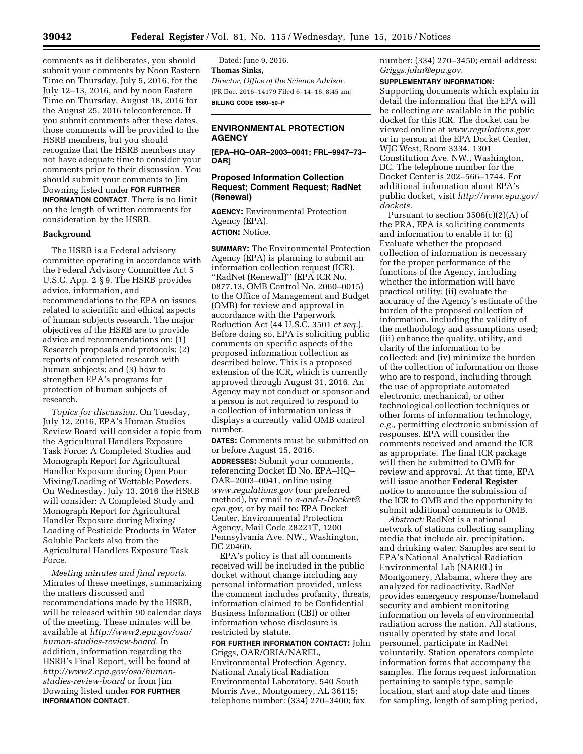comments as it deliberates, you should submit your comments by Noon Eastern Time on Thursday, July 5, 2016, for the July 12–13, 2016, and by noon Eastern Time on Thursday, August 18, 2016 for the August 25, 2016 teleconference. If you submit comments after these dates, those comments will be provided to the HSRB members, but you should recognize that the HSRB members may not have adequate time to consider your comments prior to their discussion. You should submit your comments to Jim Downing listed under **FOR FURTHER INFORMATION CONTACT**. There is no limit on the length of written comments for consideration by the HSRB.

### Background

The HSRB is a Federal advisory committee operating in accordance with the Federal Advisory Committee Act 5 U.S.C. App. 2 § 9. The HSRB provides advice, information, and recommendations to the EPA on issues related to scientific and ethical aspects of human subjects research. The major objectives of the HSRB are to provide advice and recommendations on: (1) Research proposals and protocols; (2) reports of completed research with human subjects; and (3) how to strengthen EPA's programs for protection of human subjects of research.

*Topics for discussion.* On Tuesday, July 12, 2016, EPA's Human Studies Review Board will consider a topic from the Agricultural Handlers Exposure Task Force: A Completed Studies and Monograph Report for Agricultural Handler Exposure during Open Pour Mixing/Loading of Wettable Powders. On Wednesday, July 13, 2016 the HSRB will consider: A Completed Study and Monograph Report for Agricultural Handler Exposure during Mixing/Loading of Pesticide Products in Water Soluble Packets also from the Agricultural Handlers Exposure Task Force.

*Meeting minutes and final reports.* Minutes of these meetings, summarizing the matters discussed and recommendations made by the HSRB, will be released within 90 calendar days of the meeting. These minutes will be available at *http://www2.epa.gov/osa/human-studies-review-board.* In addition, information regarding the HSRB's Final Report, will be found at *http://www2.epa.gov/osa/human-studies-review-board* or from Jim Downing listed under **FOR FURTHER INFORMATION CONTACT**.

Dated: June 9, 2016.

**Thomas Sinks,**

*Director, Office of the Science Advisor.*

[FR Doc. 2016–14179 Filed 6–14–16; 8:45 am]

**BILLING CODE 6560–50–P**

## ENVIRONMENTAL PROTECTION AGENCY

**[EPA–HQ–OAR–2003–0041; FRL–9947–73–OAR]**

### Proposed Information Collection Request; Comment Request; RadNet (Renewal)

**AGENCY:** Environmental Protection Agency (EPA).

**ACTION:** Notice.

**SUMMARY:** The Environmental Protection Agency (EPA) is planning to submit an information collection request (ICR), ''RadNet (Renewal)'' (EPA ICR No. 0877.13, OMB Control No. 2060–0015) to the Office of Management and Budget (OMB) for review and approval in accordance with the Paperwork Reduction Act (44 U.S.C. 3501 *et seq.*). Before doing so, EPA is soliciting public comments on specific aspects of the proposed information collection as described below. This is a proposed extension of the ICR, which is currently approved through August 31, 2016. An Agency may not conduct or sponsor and a person is not required to respond to a collection of information unless it displays a currently valid OMB control number.

**DATES:** Comments must be submitted on or before August 15, 2016.

**ADDRESSES:** Submit your comments, referencing Docket ID No. EPA–HQ–OAR–2003–0041, online using *www.regulations.gov* (our preferred method), by email to *a-and-r-Docket@epa.gov,* or by mail to: EPA Docket Center, Environmental Protection Agency, Mail Code 28221T, 1200 Pennsylvania Ave. NW., Washington, DC 20460.

EPA's policy is that all comments received will be included in the public docket without change including any personal information provided, unless the comment includes profanity, threats, information claimed to be Confidential Business Information (CBI) or other information whose disclosure is restricted by statute.

**FOR FURTHER INFORMATION CONTACT:** John Griggs, OAR/ORIA/NAREL, Environmental Protection Agency, National Analytical Radiation Environmental Laboratory, 540 South Morris Ave., Montgomery, AL 36115; telephone number: (334) 270–3400; fax number: (334) 270–3450; email address: *Griggs.john@epa.gov.*

**SUPPLEMENTARY INFORMATION:** Supporting documents which explain in detail the information that the EPA will be collecting are available in the public docket for this ICR. The docket can be viewed online at *www.regulations.gov* or in person at the EPA Docket Center, WJC West, Room 3334, 1301 Constitution Ave. NW., Washington, DC. The telephone number for the Docket Center is 202–566–1744. For additional information about EPA's public docket, visit *http://www.epa.gov/dockets.*

Pursuant to section 3506(c)(2)(A) of the PRA, EPA is soliciting comments and information to enable it to: (i) Evaluate whether the proposed collection of information is necessary for the proper performance of the functions of the Agency, including whether the information will have practical utility; (ii) evaluate the accuracy of the Agency's estimate of the burden of the proposed collection of information, including the validity of the methodology and assumptions used; (iii) enhance the quality, utility, and clarity of the information to be collected; and (iv) minimize the burden of the collection of information on those who are to respond, including through the use of appropriate automated electronic, mechanical, or other technological collection techniques or other forms of information technology, *e.g.,* permitting electronic submission of responses. EPA will consider the comments received and amend the ICR as appropriate. The final ICR package will then be submitted to OMB for review and approval. At that time, EPA will issue another **Federal Register** notice to announce the submission of the ICR to OMB and the opportunity to submit additional comments to OMB.

*Abstract:* RadNet is a national network of stations collecting sampling media that include air, precipitation, and drinking water. Samples are sent to EPA's National Analytical Radiation Environmental Lab (NAREL) in Montgomery, Alabama, where they are analyzed for radioactivity. RadNet provides emergency response/homeland security and ambient monitoring information on levels of environmental radiation across the nation. All stations, usually operated by state and local personnel, participate in RadNet voluntarily. Station operators complete information forms that accompany the samples. The forms request information pertaining to sample type, sample location, start and stop date and times for sampling, length of sampling period,